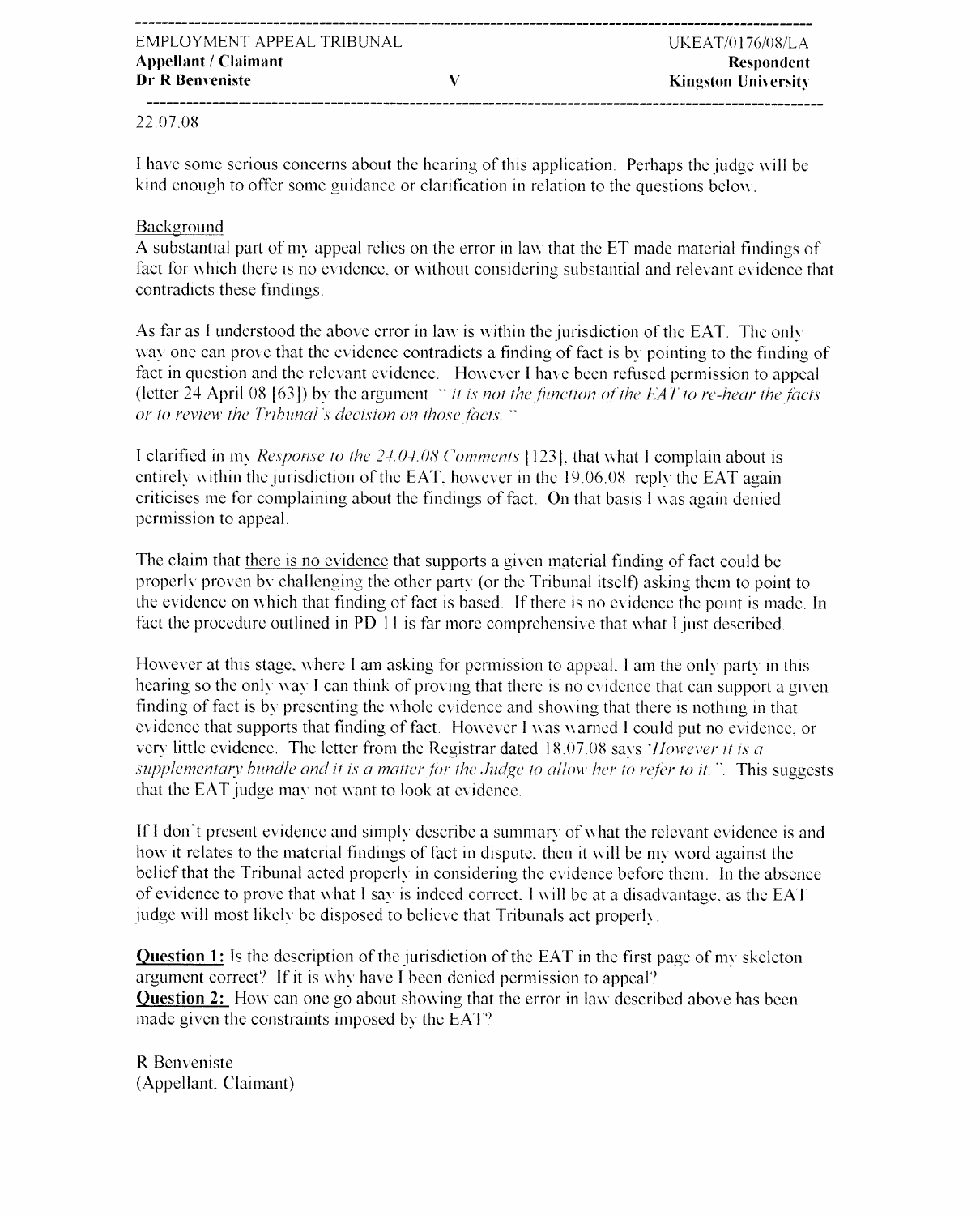---

EMPLOYMENT APPEAL TRIBUNAL UKEAT/0176/08/LA

| **Appellant / Claimant** | | **Respondent** |
|---|---|---|
| **Dr R Benveniste** | V | **Kingston University** |

---

22.07.08

I have some serious concerns about the hearing of this application. Perhaps the judge will be kind enough to offer some guidance or clarification in relation to the questions below.

Background

A substantial part of my appeal relies on the error in law that the ET made material findings of fact for which there is no evidence, or without considering substantial and relevant evidence that contradicts these findings.

As far as I understood the above error in law is within the jurisdiction of the EAT. The only way one can prove that the evidence contradicts a finding of fact is by pointing to the finding of fact in question and the relevant evidence. However I have been refused permission to appeal (letter 24 April 08 [63]) by the argument *" it is not the function of the EAT to re-hear the facts or to review the Tribunal's decision on those facts. "*

I clarified in my *Response to the 24.04.08 Comments* [123], that what I complain about is entirely within the jurisdiction of the EAT, however in the 19.06.08 reply the EAT again criticises me for complaining about the findings of fact. On that basis I was again denied permission to appeal.

The claim that there is no evidence that supports a given material finding of fact could be properly proven by challenging the other party (or the Tribunal itself) asking them to point to the evidence on which that finding of fact is based. If there is no evidence the point is made. In fact the procedure outlined in PD 11 is far more comprehensive that what I just described.

However at this stage, where I am asking for permission to appeal, I am the only party in this hearing so the only way I can think of proving that there is no evidence that can support a given finding of fact is by presenting the whole evidence and showing that there is nothing in that evidence that supports that finding of fact. However I was warned I could put no evidence, or very little evidence. The letter from the Registrar dated 18.07.08 says *'However it is a supplementary bundle and it is a matter for the Judge to allow her to refer to it.".* This suggests that the EAT judge may not want to look at evidence.

If I don't present evidence and simply describe a summary of what the relevant evidence is and how it relates to the material findings of fact in dispute, then it will be my word against the belief that the Tribunal acted properly in considering the evidence before them. In the absence of evidence to prove that what I say is indeed correct, I will be at a disadvantage, as the EAT judge will most likely be disposed to believe that Tribunals act properly.

**Question 1:** Is the description of the jurisdiction of the EAT in the first page of my skeleton argument correct? If it is why have I been denied permission to appeal?
**Question 2:** How can one go about showing that the error in law described above has been made given the constraints imposed by the EAT?

R Benveniste
(Appellant, Claimant)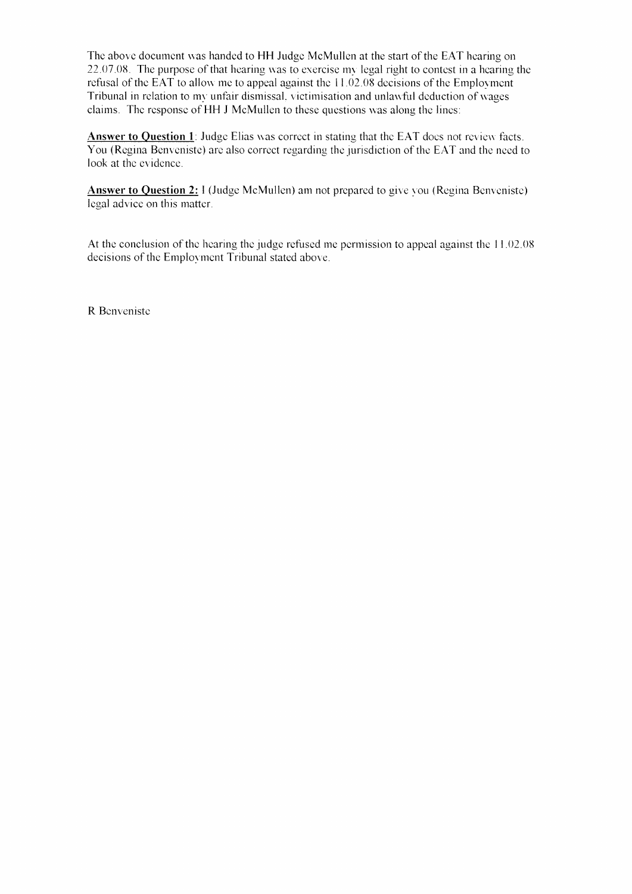The above document was handed to HH Judge McMullen at the start of the EAT hearing on 22.07.08. The purpose of that hearing was to exercise my legal right to contest in a hearing the refusal of the EAT to allow me to appeal against the 11.02.08 decisions of the Employment Tribunal in relation to my unfair dismissal, victimisation and unlawful deduction of wages claims. The response of HH J McMullen to these questions was along the lines:

**Answer to Question 1**: Judge Elias was correct in stating that the EAT does not review facts. You (Regina Benveniste) are also correct regarding the jurisdiction of the EAT and the need to look at the evidence.

**Answer to Question 2:** I (Judge McMullen) am not prepared to give you (Regina Benveniste) legal advice on this matter.

At the conclusion of the hearing the judge refused me permission to appeal against the 11.02.08 decisions of the Employment Tribunal stated above.

R Benveniste